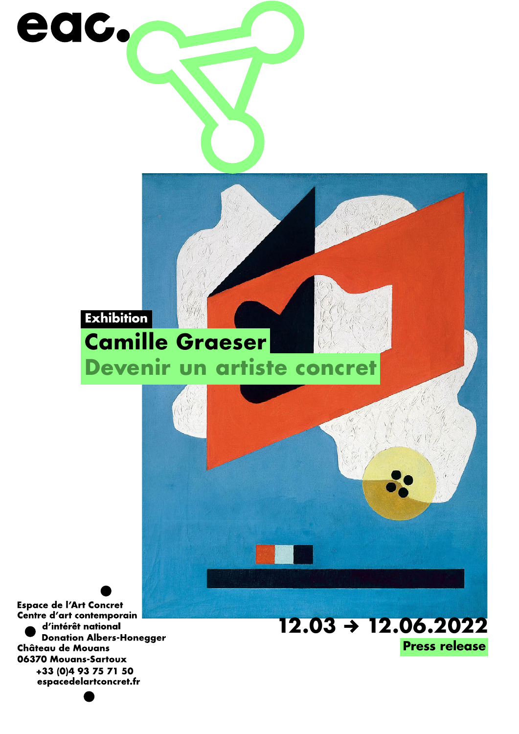eac.

Exhibition

# Camille Graeser

## Devenir un artiste concret

12.03 → 12.06.2022

Press release

Espace de l'Art Concret
Centre d'art contemporain
d'intérêt national
Donation Albers-Honegger
Château de Mouans
06370 Mouans-Sartoux
+33 (0)4 93 75 71 50
espacedelartconcret.fr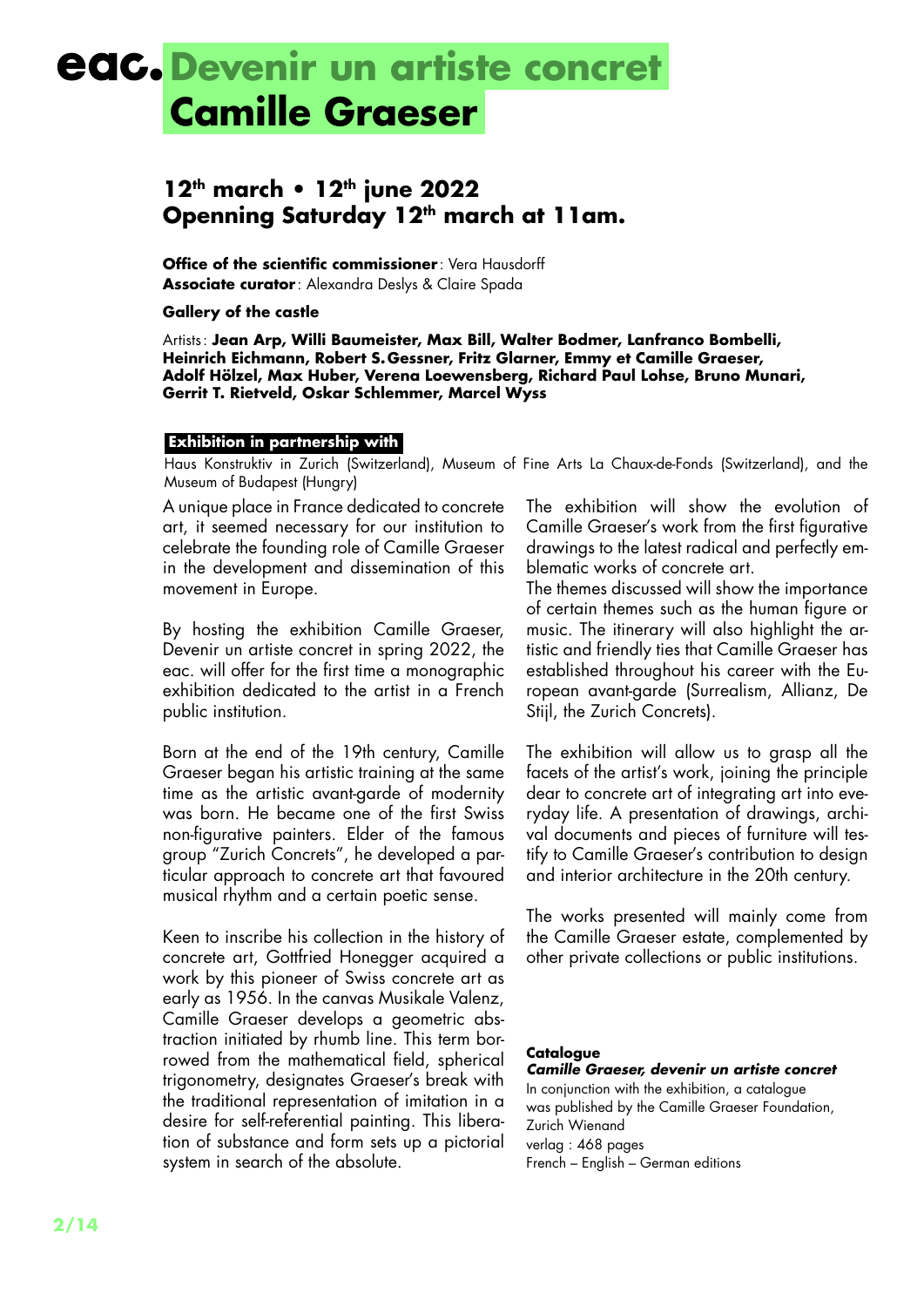# eac. Devenir un artiste concret Camille Graeser

## 12th march • 12th june 2022
## Openning Saturday 12th march at 11am.

**Office of the scientific commissioner** : Vera Hausdorff
**Associate curator** : Alexandra Deslys & Claire Spada

**Gallery of the castle**

Artists : **Jean Arp, Willi Baumeister, Max Bill, Walter Bodmer, Lanfranco Bombelli, Heinrich Eichmann, Robert S. Gessner, Fritz Glarner, Emmy et Camille Graeser, Adolf Hölzel, Max Huber, Verena Loewensberg, Richard Paul Lohse, Bruno Munari, Gerrit T. Rietveld, Oskar Schlemmer, Marcel Wyss**

**Exhibition in partnership with**

Haus Konstruktiv in Zurich (Switzerland), Museum of Fine Arts La Chaux-de-Fonds (Switzerland), and the Museum of Budapest (Hungry)

A unique place in France dedicated to concrete art, it seemed necessary for our institution to celebrate the founding role of Camille Graeser in the development and dissemination of this movement in Europe.

By hosting the exhibition Camille Graeser, Devenir un artiste concret in spring 2022, the eac. will offer for the first time a monographic exhibition dedicated to the artist in a French public institution.

Born at the end of the 19th century, Camille Graeser began his artistic training at the same time as the artistic avant-garde of modernity was born. He became one of the first Swiss non-figurative painters. Elder of the famous group "Zurich Concrets", he developed a particular approach to concrete art that favoured musical rhythm and a certain poetic sense.

Keen to inscribe his collection in the history of concrete art, Gottfried Honegger acquired a work by this pioneer of Swiss concrete art as early as 1956. In the canvas Musikale Valenz, Camille Graeser develops a geometric abstraction initiated by rhumb line. This term borrowed from the mathematical field, spherical trigonometry, designates Graeser's break with the traditional representation of imitation in a desire for self-referential painting. This liberation of substance and form sets up a pictorial system in search of the absolute.

The exhibition will show the evolution of Camille Graeser's work from the first figurative drawings to the latest radical and perfectly emblematic works of concrete art.
The themes discussed will show the importance of certain themes such as the human figure or music. The itinerary will also highlight the artistic and friendly ties that Camille Graeser has established throughout his career with the European avant-garde (Surrealism, Allianz, De Stijl, the Zurich Concrets).

The exhibition will allow us to grasp all the facets of the artist's work, joining the principle dear to concrete art of integrating art into everyday life. A presentation of drawings, archival documents and pieces of furniture will testify to Camille Graeser's contribution to design and interior architecture in the 20th century.

The works presented will mainly come from the Camille Graeser estate, complemented by other private collections or public institutions.

**Catalogue**
***Camille Graeser, devenir un artiste concret***
In conjunction with the exhibition, a catalogue was published by the Camille Graeser Foundation, Zurich Wienand
verlag : 468 pages
French – English – German editions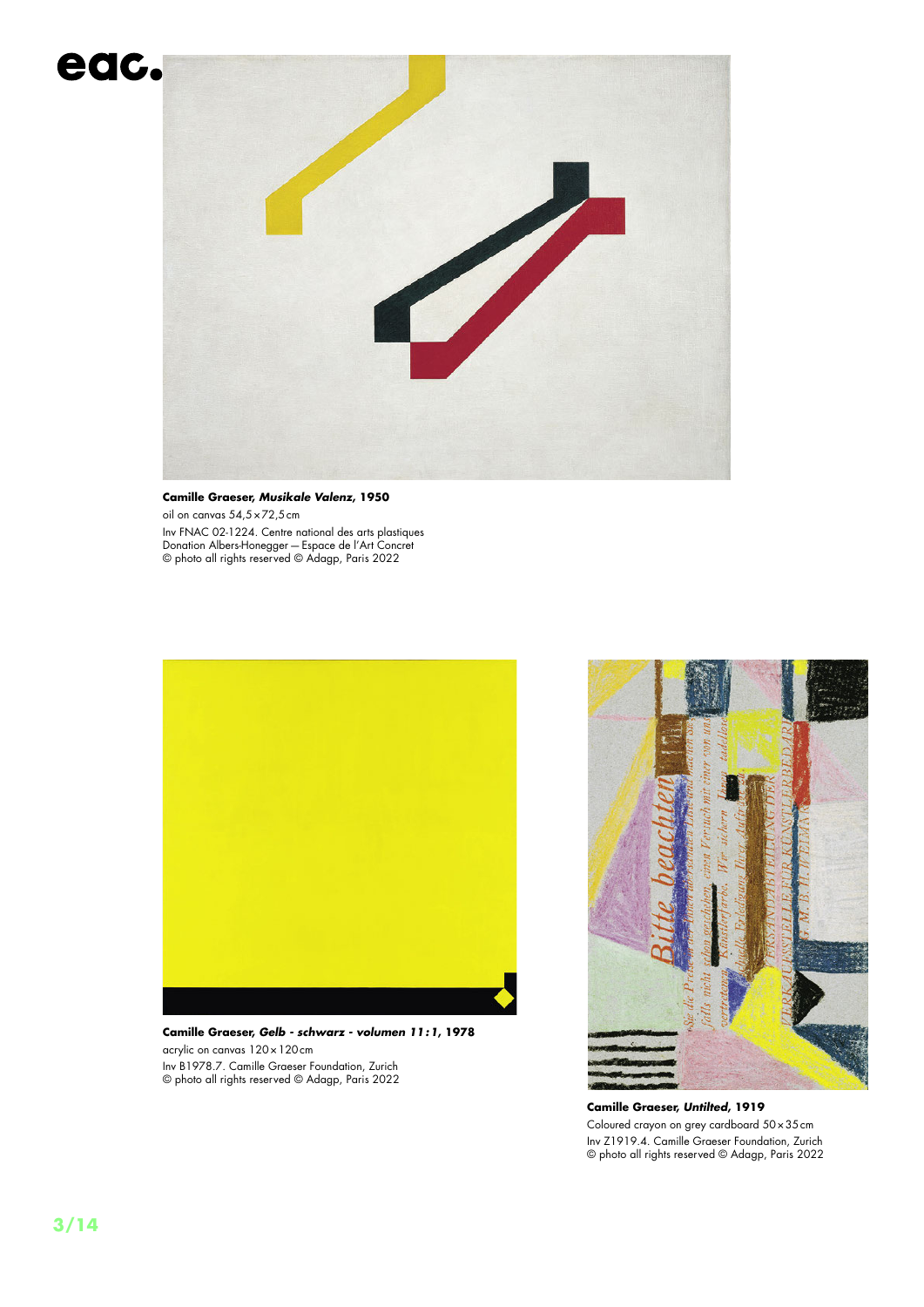**Camille Graeser, *Musikale Valenz*, 1950**
oil on canvas 54,5 × 72,5 cm
Inv FNAC 02-1224. Centre national des arts plastiques
Donation Albers-Honegger — Espace de l'Art Concret
© photo all rights reserved © Adagp, Paris 2022

**Camille Graeser, *Gelb - schwarz - volumen 11 : 1*, 1978**
acrylic on canvas 120 × 120 cm
Inv B1978.7. Camille Graeser Foundation, Zurich
© photo all rights reserved © Adagp, Paris 2022

**Camille Graeser, *Untilted*, 1919**
Coloured crayon on grey cardboard 50 × 35 cm
Inv Z1919.4. Camille Graeser Foundation, Zurich
© photo all rights reserved © Adagp, Paris 2022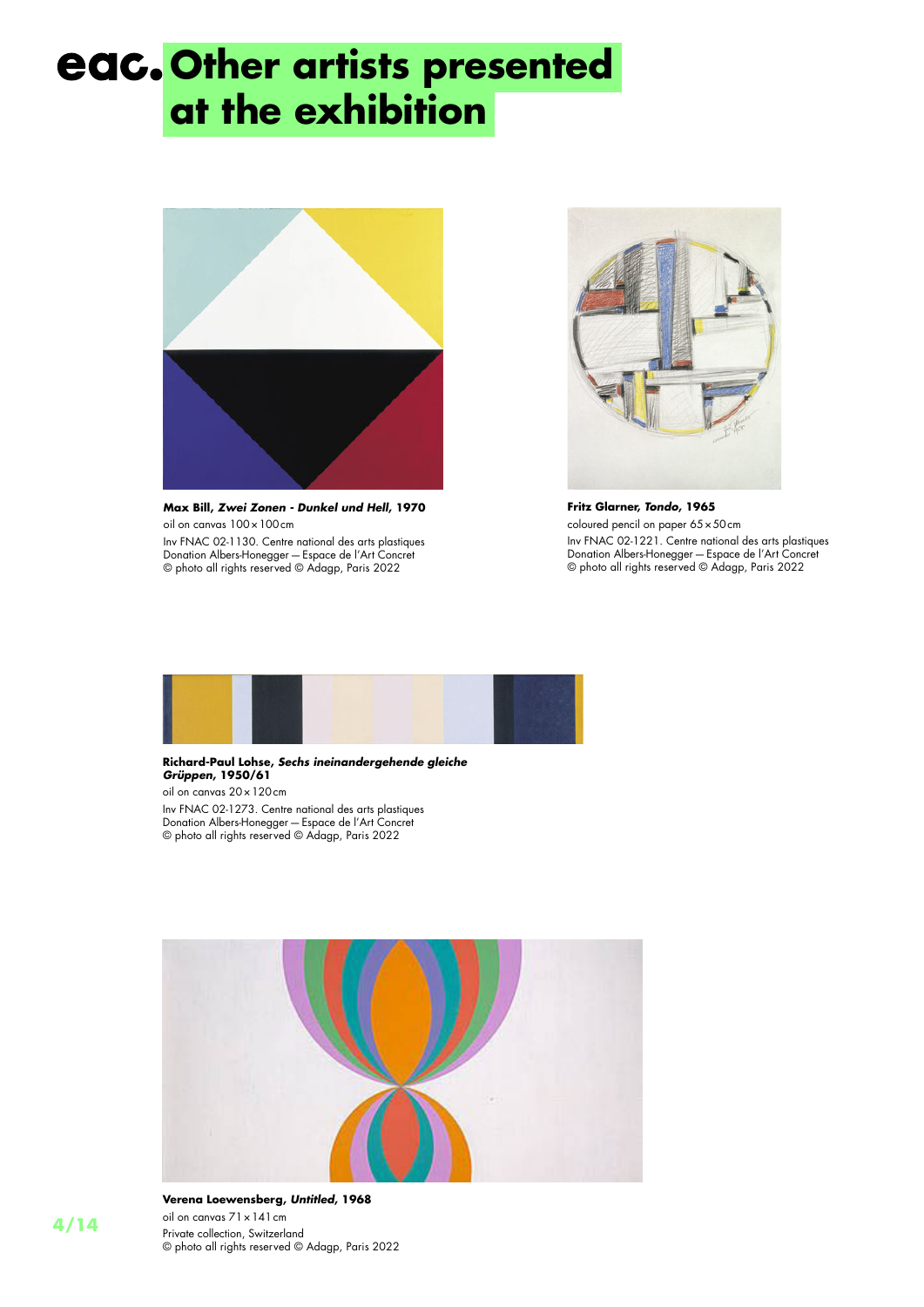# eac. Other artists presented at the exhibition

**Max Bill, *Zwei Zonen - Dunkel und Hell*, 1970**
oil on canvas 100 × 100 cm
Inv FNAC 02-1130. Centre national des arts plastiques
Donation Albers-Honegger — Espace de l'Art Concret
© photo all rights reserved © Adagp, Paris 2022

**Fritz Glarner, *Tondo*, 1965**
coloured pencil on paper 65 × 50 cm
Inv FNAC 02-1221. Centre national des arts plastiques
Donation Albers-Honegger — Espace de l'Art Concret
© photo all rights reserved © Adagp, Paris 2022

**Richard-Paul Lohse, *Sechs ineinandergehende gleiche Grüppen*, 1950/61**
oil on canvas 20 × 120 cm
Inv FNAC 02-1273. Centre national des arts plastiques
Donation Albers-Honegger — Espace de l'Art Concret
© photo all rights reserved © Adagp, Paris 2022

**Verena Loewensberg, *Untitled*, 1968**
oil on canvas 71 × 141 cm
Private collection, Switzerland
© photo all rights reserved © Adagp, Paris 2022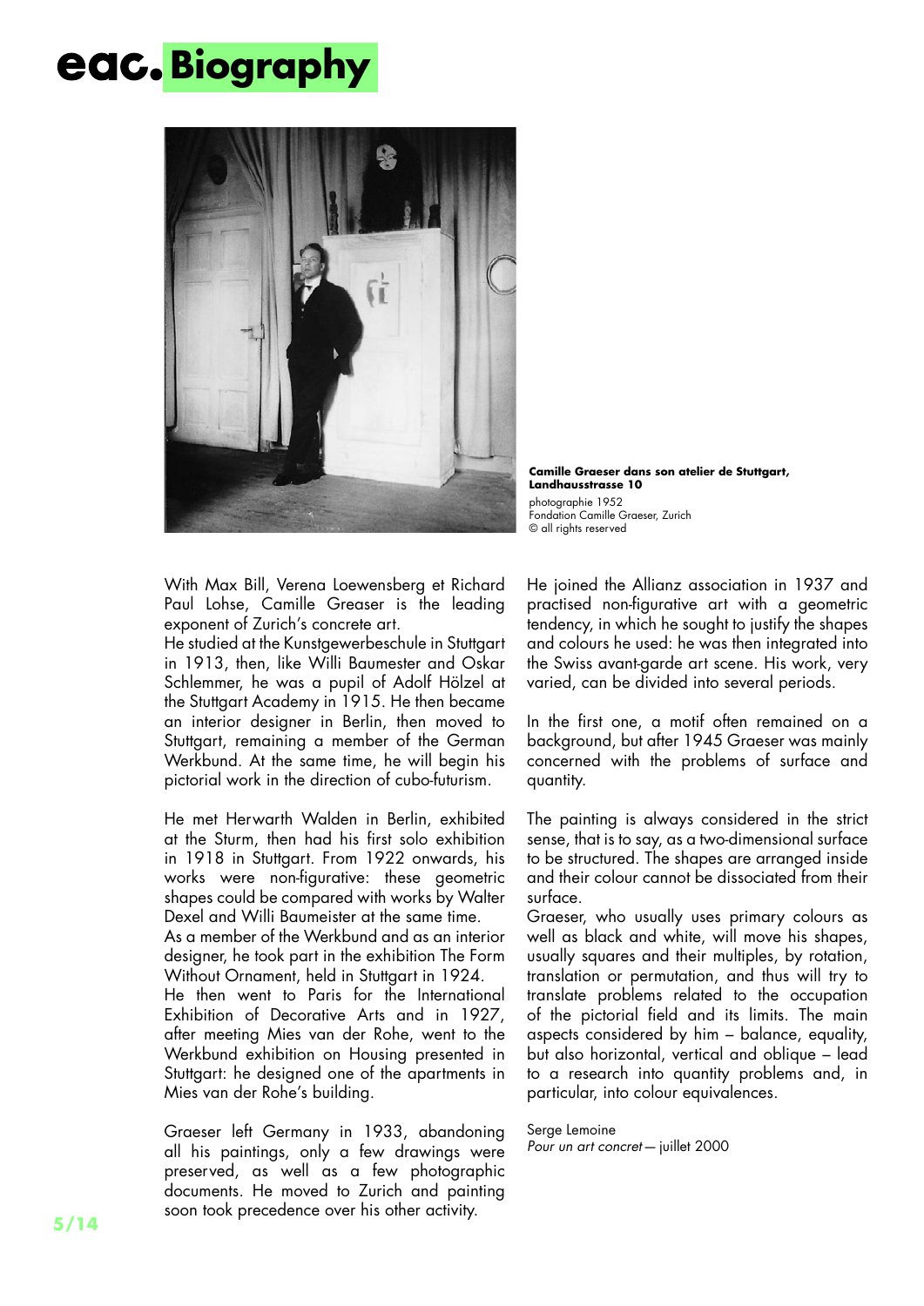# eac. Biography

**Camille Graeser dans son atelier de Stuttgart, Landhausstrasse 10**
photographie 1952
Fondation Camille Graeser, Zurich
© all rights reserved

With Max Bill, Verena Loewensberg et Richard Paul Lohse, Camille Greaser is the leading exponent of Zurich's concrete art.
He studied at the Kunstgewerbeschule in Stuttgart in 1913, then, like Willi Baumester and Oskar Schlemmer, he was a pupil of Adolf Hölzel at the Stuttgart Academy in 1915. He then became an interior designer in Berlin, then moved to Stuttgart, remaining a member of the German Werkbund. At the same time, he will begin his pictorial work in the direction of cubo-futurism.

He met Herwarth Walden in Berlin, exhibited at the Sturm, then had his first solo exhibition in 1918 in Stuttgart. From 1922 onwards, his works were non-figurative: these geometric shapes could be compared with works by Walter Dexel and Willi Baumeister at the same time.
As a member of the Werkbund and as an interior designer, he took part in the exhibition The Form Without Ornament, held in Stuttgart in 1924.
He then went to Paris for the International Exhibition of Decorative Arts and in 1927, after meeting Mies van der Rohe, went to the Werkbund exhibition on Housing presented in Stuttgart: he designed one of the apartments in Mies van der Rohe's building.

Graeser left Germany in 1933, abandoning all his paintings, only a few drawings were preserved, as well as a few photographic documents. He moved to Zurich and painting soon took precedence over his other activity.

He joined the Allianz association in 1937 and practised non-figurative art with a geometric tendency, in which he sought to justify the shapes and colours he used: he was then integrated into the Swiss avant-garde art scene. His work, very varied, can be divided into several periods.

In the first one, a motif often remained on a background, but after 1945 Graeser was mainly concerned with the problems of surface and quantity.

The painting is always considered in the strict sense, that is to say, as a two-dimensional surface to be structured. The shapes are arranged inside and their colour cannot be dissociated from their surface.
Graeser, who usually uses primary colours as well as black and white, will move his shapes, usually squares and their multiples, by rotation, translation or permutation, and thus will try to translate problems related to the occupation of the pictorial field and its limits. The main aspects considered by him – balance, equality, but also horizontal, vertical and oblique – lead to a research into quantity problems and, in particular, into colour equivalences.

Serge Lemoine
*Pour un art concret* — juillet 2000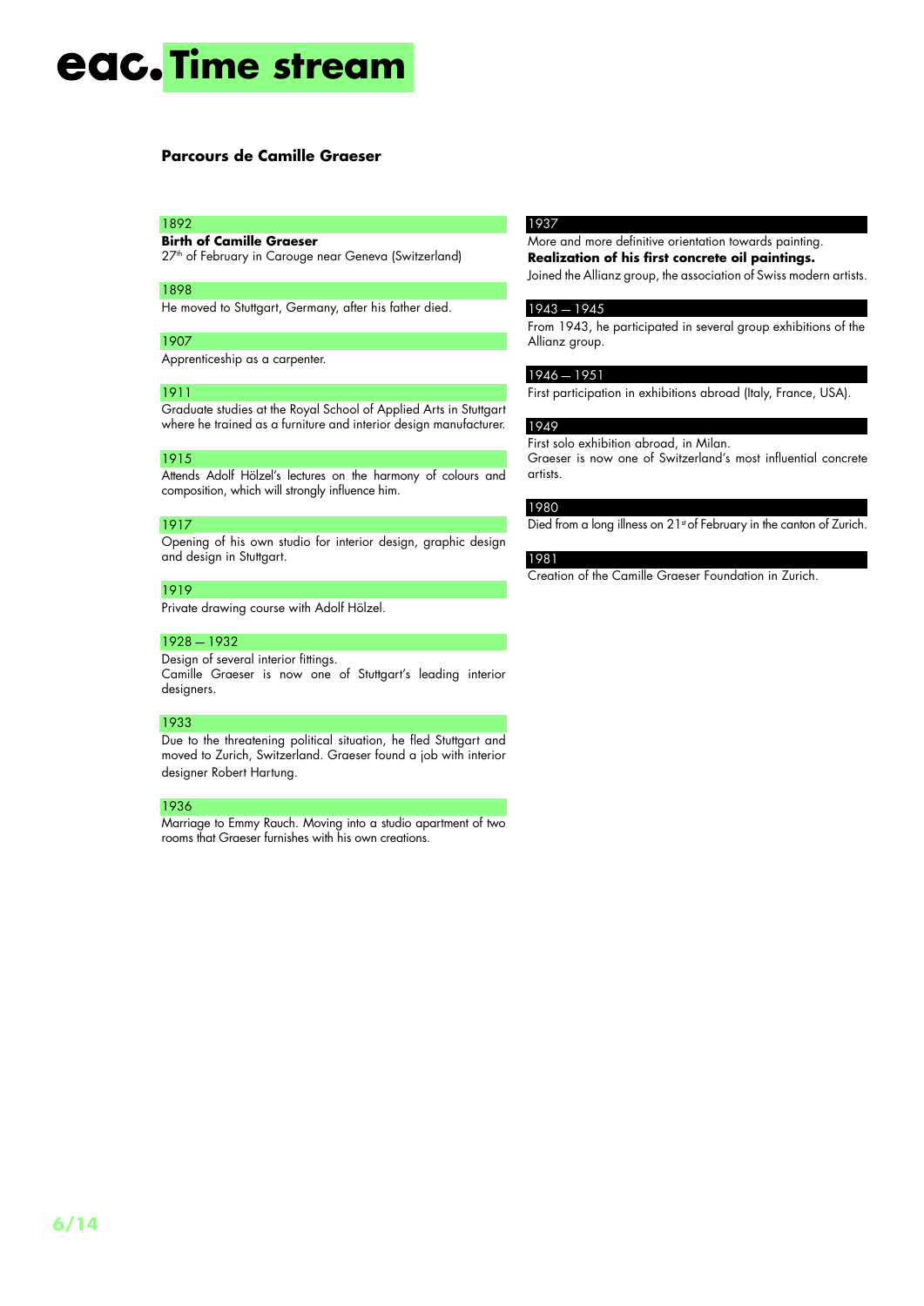# eac. Time stream

## Parcours de Camille Graeser

### 1892

**Birth of Camille Graeser**
27th of February in Carouge near Geneva (Switzerland)

### 1898

He moved to Stuttgart, Germany, after his father died.

### 1907

Apprenticeship as a carpenter.

### 1911

Graduate studies at the Royal School of Applied Arts in Stuttgart where he trained as a furniture and interior design manufacturer.

### 1915

Attends Adolf Hölzel's lectures on the harmony of colours and composition, which will strongly influence him.

### 1917

Opening of his own studio for interior design, graphic design and design in Stuttgart.

### 1919

Private drawing course with Adolf Hölzel.

### 1928 — 1932

Design of several interior fittings.
Camille Graeser is now one of Stuttgart's leading interior designers.

### 1933

Due to the threatening political situation, he fled Stuttgart and moved to Zurich, Switzerland. Graeser found a job with interior designer Robert Hartung.

### 1936

Marriage to Emmy Rauch. Moving into a studio apartment of two rooms that Graeser furnishes with his own creations.

### 1937

More and more definitive orientation towards painting.
**Realization of his first concrete oil paintings.**
Joined the Allianz group, the association of Swiss modern artists.

### 1943 — 1945

From 1943, he participated in several group exhibitions of the Allianz group.

### 1946 — 1951

First participation in exhibitions abroad (Italy, France, USA).

### 1949

First solo exhibition abroad, in Milan.
Graeser is now one of Switzerland's most influential concrete artists.

### 1980

Died from a long illness on 21st of February in the canton of Zurich.

### 1981

Creation of the Camille Graeser Foundation in Zurich.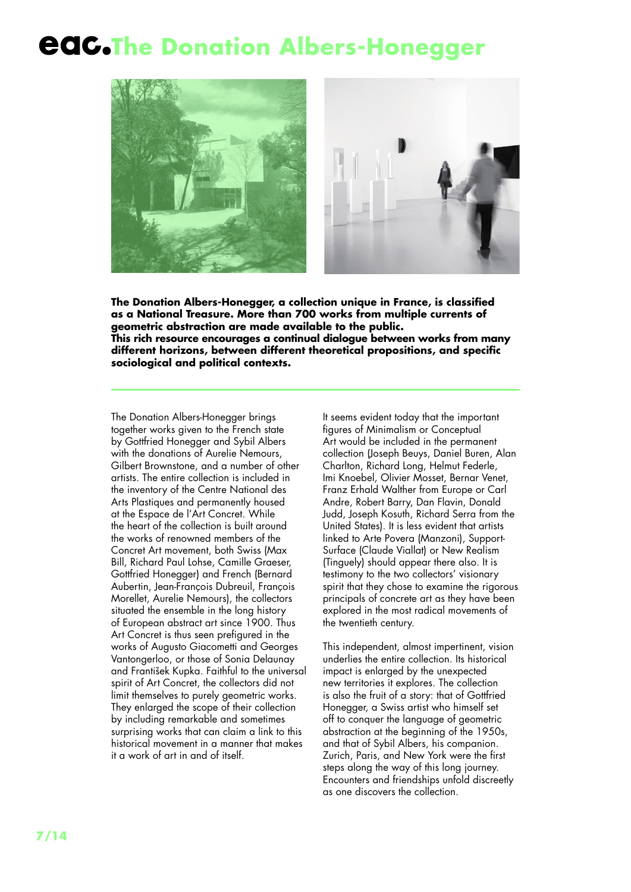# eac. The Donation Albers-Honegger

**The Donation Albers-Honegger, a collection unique in France, is classified as a National Treasure. More than 700 works from multiple currents of geometric abstraction are made available to the public.
This rich resource encourages a continual dialogue between works from many different horizons, between different theoretical propositions, and specific sociological and political contexts.**

The Donation Albers-Honegger brings together works given to the French state by Gottfried Honegger and Sybil Albers with the donations of Aurelie Nemours, Gilbert Brownstone, and a number of other artists. The entire collection is included in the inventory of the Centre National des Arts Plastiques and permanently housed at the Espace de l'Art Concret. While the heart of the collection is built around the works of renowned members of the Concrete Art movement, both Swiss (Max Bill, Richard Paul Lohse, Camille Graeser, Gottfried Honegger) and French (Bernard Aubertin, Jean-François Dubreuil, François Morellet, Aurelie Nemours), the collectors situated the ensemble in the long history of European abstract art since 1900. Thus Art Concret is thus seen prefigured in the works of Augusto Giacometti and Georges Vantongerloo, or those of Sonia Delaunay and František Kupka. Faithful to the universal spirit of Art Concret, the collectors did not limit themselves to purely geometric works. They enlarged the scope of their collection by including remarkable and sometimes surprising works that can claim a link to this historical movement in a manner that makes it a work of art in and of itself.

It seems evident today that the important figures of Minimalism or Conceptual Art would be included in the permanent collection (Joseph Beuys, Daniel Buren, Alan Charlton, Richard Long, Helmut Federle, Imi Knoebel, Olivier Mosset, Bernar Venet, Franz Erhald Walther from Europe or Carl Andre, Robert Barry, Dan Flavin, Donald Judd, Joseph Kosuth, Richard Serra from the United States). It is less evident that artists linked to Arte Povera (Manzoni), Support-Surface (Claude Viallat) or New Realism (Tinguely) should appear there also. It is testimony to the two collectors' visionary spirit that they chose to examine the rigorous principals of concrete art as they have been explored in the most radical movements of the twentieth century.

This independent, almost impertinent, vision underlies the entire collection. Its historical impact is enlarged by the unexpected new territories it explores. The collection is also the fruit of a story: that of Gottfried Honegger, a Swiss artist who himself set off to conquer the language of geometric abstraction at the beginning of the 1950s, and that of Sybil Albers, his companion. Zurich, Paris, and New York were the first steps along the way of this long journey. Encounters and friendships unfold discreetly as one discovers the collection.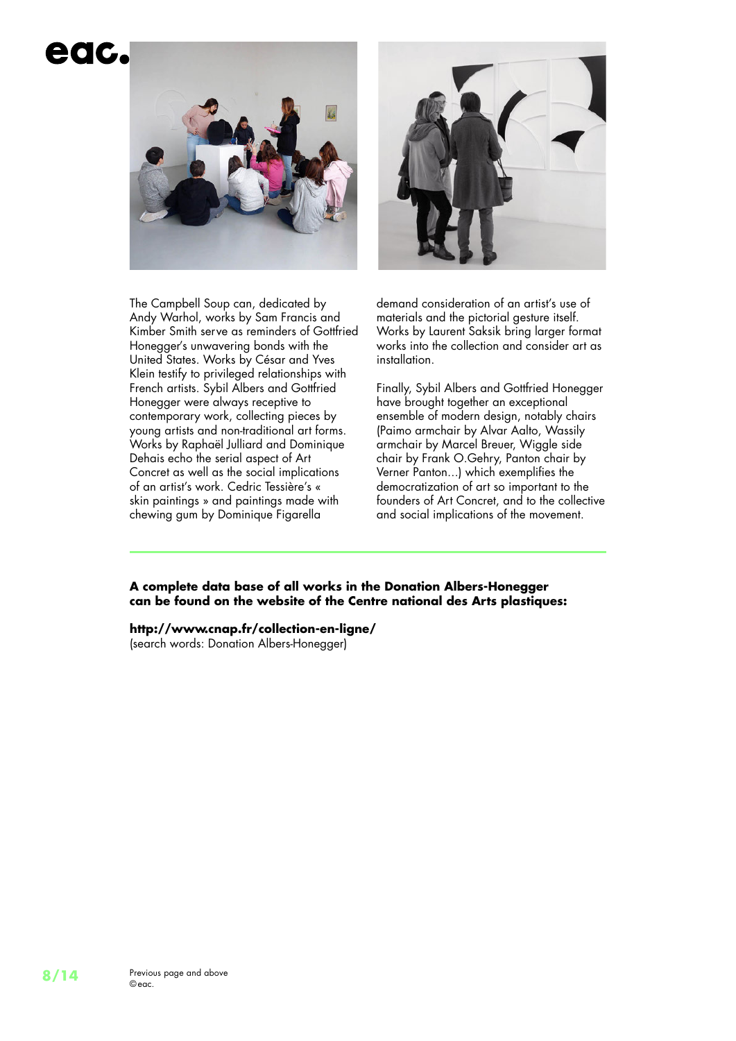The Campbell Soup can, dedicated by Andy Warhol, works by Sam Francis and Kimber Smith serve as reminders of Gottfried Honegger's unwavering bonds with the United States. Works by César and Yves Klein testify to privileged relationships with French artists. Sybil Albers and Gottfried Honegger were always receptive to contemporary work, collecting pieces by young artists and non-traditional art forms. Works by Raphaël Julliard and Dominique Dehais echo the serial aspect of Art Concret as well as the social implications of an artist's work. Cedric Tessière's « skin paintings » and paintings made with chewing gum by Dominique Figarella demand consideration of an artist's use of materials and the pictorial gesture itself. Works by Laurent Saksik bring larger format works into the collection and consider art as installation.

Finally, Sybil Albers and Gottfried Honegger have brought together an exceptional ensemble of modern design, notably chairs (Paimo armchair by Alvar Aalto, Wassily armchair by Marcel Breuer, Wiggle side chair by Frank O.Gehry, Panton chair by Verner Panton...) which exemplifies the democratization of art so important to the founders of Art Concret, and to the collective and social implications of the movement.

---

**A complete data base of all works in the Donation Albers-Honegger can be found on the website of the Centre national des Arts plastiques:**

**http://www.cnap.fr/collection-en-ligne/**
(search words: Donation Albers-Honegger)

Previous page and above
©eac.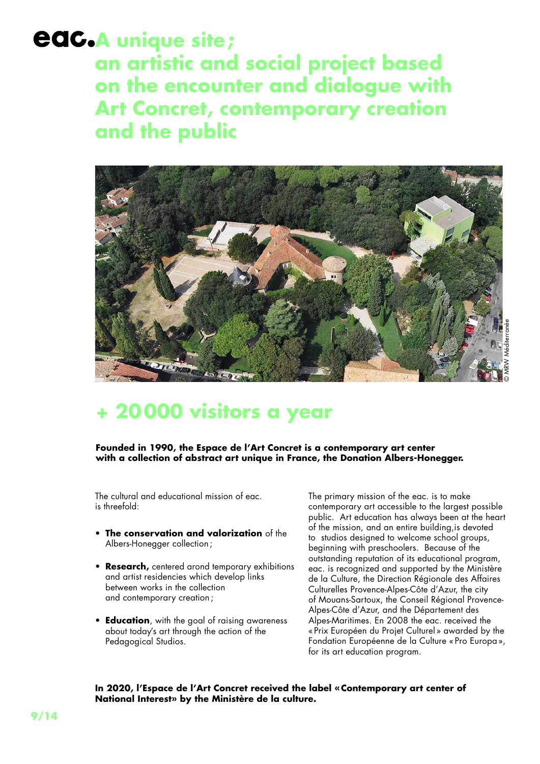# eac. A unique site ; an artistic and social project based on the encounter and dialogue with Art Concret, contemporary creation and the public

© MRW Méditerranée

## + 20000 visitors a year

**Founded in 1990, the Espace de l'Art Concret is a contemporary art center with a collection of abstract art unique in France, the Donation Albers-Honegger.**

The cultural and educational mission of eac. is threefold:

- **The conservation and valorization** of the Albers-Honegger collection ;
- **Research,** centered arond temporary exhibitions and artist residencies which develop links between works in the collection and contemporary creation ;
- **Education**, with the goal of raising awareness about today's art through the action of the Pedagogical Studios.

The primary mission of the eac. is to make contemporary art accessible to the largest possible public. Art education has always been at the heart of the mission, and an entire building,is devoted to studios designed to welcome school groups, beginning with preschoolers. Because of the outstanding reputation of its educational program, eac. is recognized and supported by the Ministère de la Culture, the Direction Régionale des Affaires Culturelles Provence-Alpes-Côte d'Azur, the city of Mouans-Sartoux, the Conseil Régional Provence-Alpes-Côte d'Azur, and the Département des Alpes-Maritimes. En 2008 the eac. received the « Prix Européen du Projet Culturel » awarded by the Fondation Européenne de la Culture « Pro Europa », for its art education program.

**In 2020, l'Espace de l'Art Concret received the label «Contemporary art center of National Interest» by the Ministère de la culture.**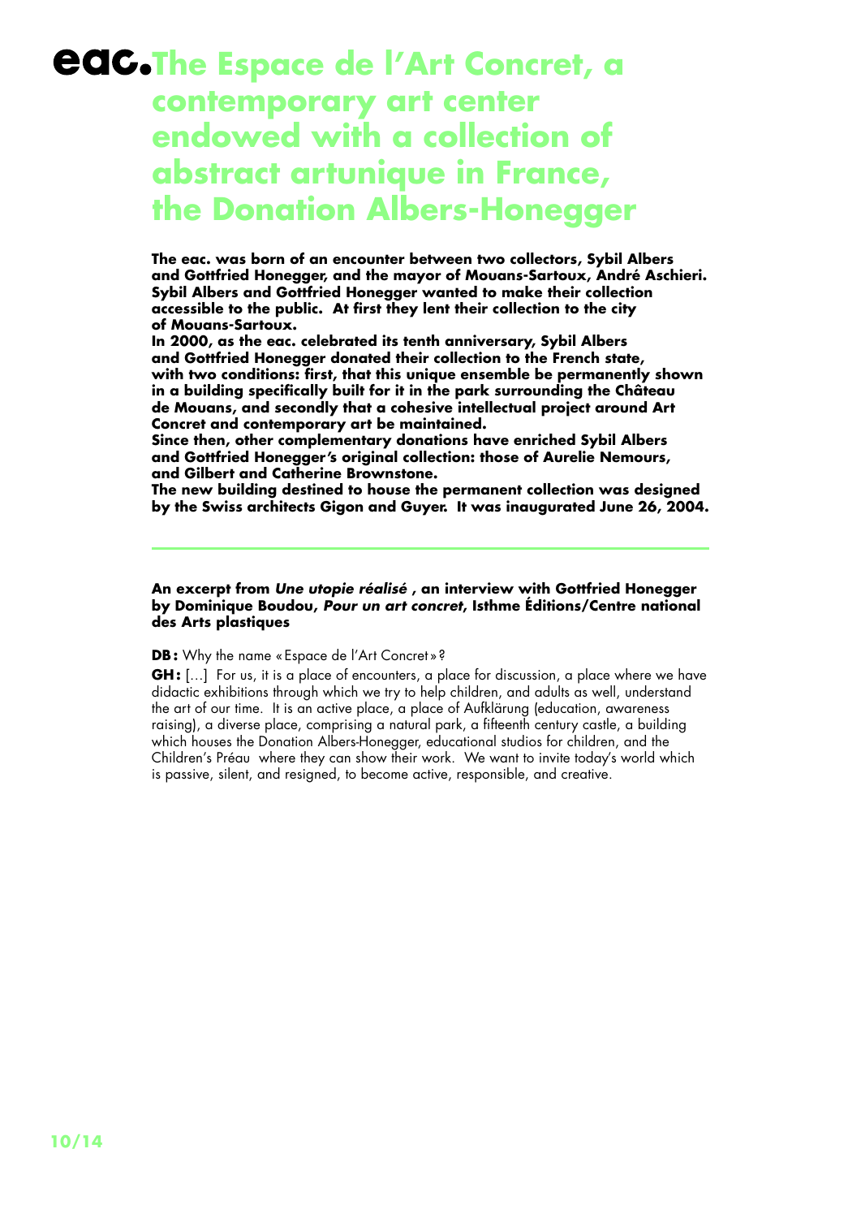# eac. The Espace de l'Art Concret, a contemporary art center endowed with a collection of abstract artunique in France, the Donation Albers-Honegger

**The eac. was born of an encounter between two collectors, Sybil Albers and Gottfried Honegger, and the mayor of Mouans-Sartoux, André Aschieri. Sybil Albers and Gottfried Honegger wanted to make their collection accessible to the public. At first they lent their collection to the city of Mouans-Sartoux.**
**In 2000, as the eac. celebrated its tenth anniversary, Sybil Albers and Gottfried Honegger donated their collection to the French state, with two conditions: first, that this unique ensemble be permanently shown in a building specifically built for it in the park surrounding the Château de Mouans, and secondly that a cohesive intellectual project around Art Concret and contemporary art be maintained.**
**Since then, other complementary donations have enriched Sybil Albers and Gottfried Honegger's original collection: those of Aurelie Nemours, and Gilbert and Catherine Brownstone.**
**The new building destined to house the permanent collection was designed by the Swiss architects Gigon and Guyer. It was inaugurated June 26, 2004.**

---

**An excerpt from *Une utopie réalisé* , an interview with Gottfried Honegger by Dominique Boudou, *Pour un art concret,* Isthme Éditions/Centre national des Arts plastiques**

**DB :** Why the name « Espace de l'Art Concret » ?

**GH :** [...] For us, it is a place of encounters, a place for discussion, a place where we have didactic exhibitions through which we try to help children, and adults as well, understand the art of our time. It is an active place, a place of Aufklärung (education, awareness raising), a diverse place, comprising a natural park, a fifteenth century castle, a building which houses the Donation Albers-Honegger, educational studios for children, and the Children's Préau where they can show their work. We want to invite today's world which is passive, silent, and resigned, to become active, responsible, and creative.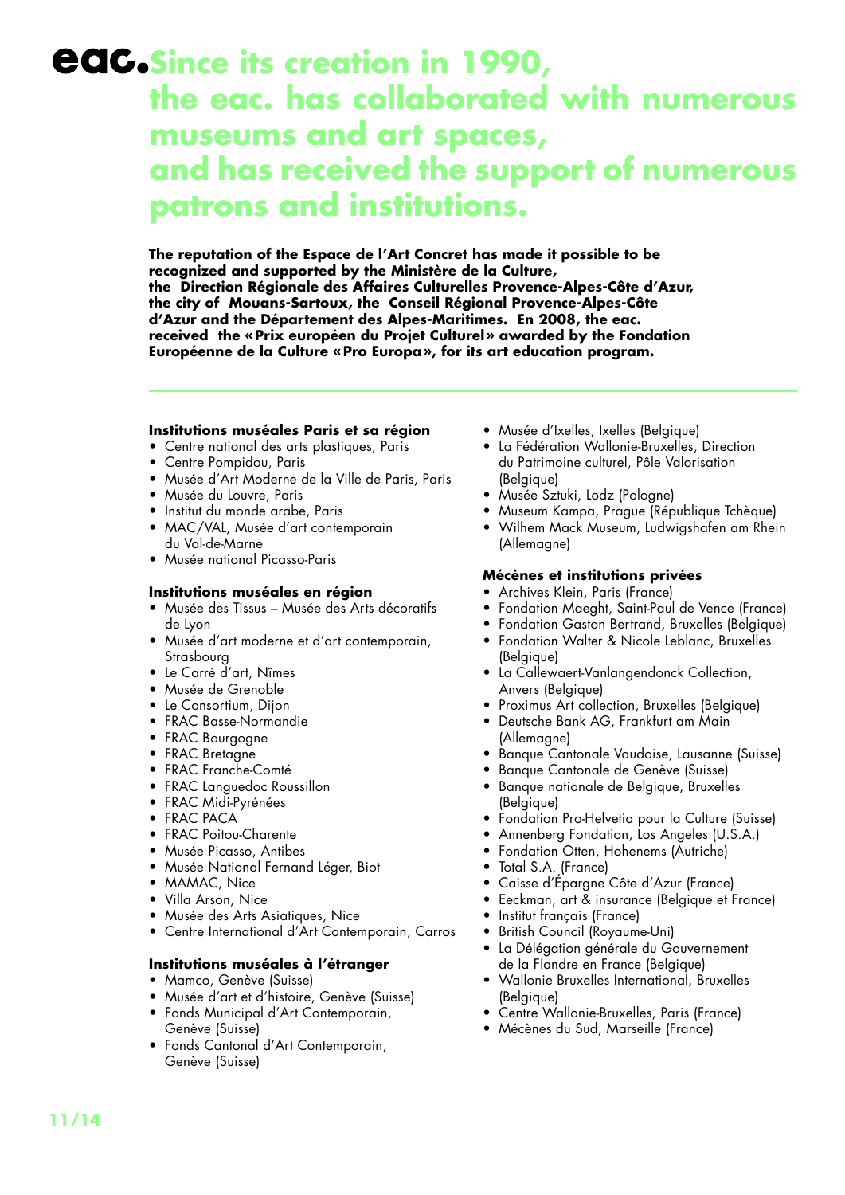# eac. Since its creation in 1990, the eac. has collaborated with numerous museums and art spaces, and has received the support of numerous patrons and institutions.

**The reputation of the Espace de l'Art Concret has made it possible to be recognized and supported by the Ministère de la Culture, the Direction Régionale des Affaires Culturelles Provence-Alpes-Côte d'Azur, the city of Mouans-Sartoux, the Conseil Régional Provence-Alpes-Côte d'Azur and the Département des Alpes-Maritimes. En 2008, the eac. received the « Prix européen du Projet Culturel » awarded by the Fondation Européenne de la Culture « Pro Europa », for its art education program.**

---

### Institutions muséales Paris et sa région

- Centre national des arts plastiques, Paris
- Centre Pompidou, Paris
- Musée d'Art Moderne de la Ville de Paris, Paris
- Musée du Louvre, Paris
- Institut du monde arabe, Paris
- MAC/VAL, Musée d'art contemporain du Val-de-Marne
- Musée national Picasso-Paris

### Institutions muséales en région

- Musée des Tissus – Musée des Arts décoratifs de Lyon
- Musée d'art moderne et d'art contemporain, Strasbourg
- Le Carré d'art, Nîmes
- Musée de Grenoble
- Le Consortium, Dijon
- FRAC Basse-Normandie
- FRAC Bourgogne
- FRAC Bretagne
- FRAC Franche-Comté
- FRAC Languedoc Roussillon
- FRAC Midi-Pyrénées
- FRAC PACA
- FRAC Poitou-Charente
- Musée Picasso, Antibes
- Musée National Fernand Léger, Biot
- MAMAC, Nice
- Villa Arson, Nice
- Musée des Arts Asiatiques, Nice
- Centre International d'Art Contemporain, Carros

### Institutions muséales à l'étranger

- Mamco, Genève (Suisse)
- Musée d'art et d'histoire, Genève (Suisse)
- Fonds Municipal d'Art Contemporain, Genève (Suisse)
- Fonds Cantonal d'Art Contemporain, Genève (Suisse)
- Musée d'Ixelles, Ixelles (Belgique)
- La Fédération Wallonie-Bruxelles, Direction du Patrimoine culturel, Pôle Valorisation (Belgique)
- Musée Sztuki, Lodz (Pologne)
- Museum Kampa, Prague (République Tchèque)
- Wilhem Mack Museum, Ludwigshafen am Rhein (Allemagne)

### Mécènes et institutions privées

- Archives Klein, Paris (France)
- Fondation Maeght, Saint-Paul de Vence (France)
- Fondation Gaston Bertrand, Bruxelles (Belgique)
- Fondation Walter & Nicole Leblanc, Bruxelles (Belgique)
- La Callewaert-Vanlangendonck Collection, Anvers (Belgique)
- Proximus Art collection, Bruxelles (Belgique)
- Deutsche Bank AG, Frankfurt am Main (Allemagne)
- Banque Cantonale Vaudoise, Lausanne (Suisse)
- Banque Cantonale de Genève (Suisse)
- Banque nationale de Belgique, Bruxelles (Belgique)
- Fondation Pro-Helvetia pour la Culture (Suisse)
- Annenberg Fondation, Los Angeles (U.S.A.)
- Fondation Otten, Hohenems (Autriche)
- Total S.A. (France)
- Caisse d'Épargne Côte d'Azur (France)
- Eeckman, art & insurance (Belgique et France)
- Institut français (France)
- British Council (Royaume-Uni)
- La Délégation générale du Gouvernement de la Flandre en France (Belgique)
- Wallonie Bruxelles International, Bruxelles (Belgique)
- Centre Wallonie-Bruxelles, Paris (France)
- Mécènes du Sud, Marseille (France)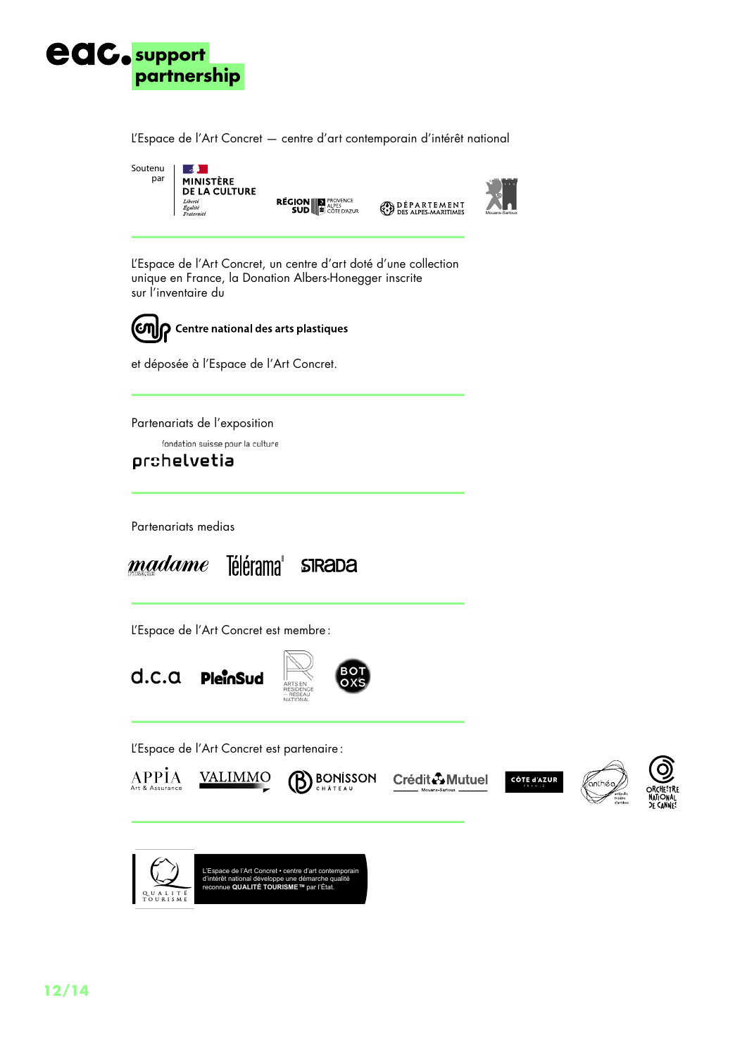# eac. support partnership

L'Espace de l'Art Concret — centre d'art contemporain d'intérêt national

Soutenu par

MINISTÈRE DE LA CULTURE
*Liberté Égalité Fraternité*

RÉGION SUD PROVENCE ALPES CÔTE D'AZUR

DÉPARTEMENT DES ALPES-MARITIMES

Mouans-Sartoux

---

L'Espace de l'Art Concret, un centre d'art doté d'une collection unique en France, la Donation Albers-Honegger inscrite sur l'inventaire du

Centre national des arts plastiques

et déposée à l'Espace de l'Art Concret.

---

Partenariats de l'exposition

fondation suisse pour la culture
prohelvetia

---

Partenariats medias

madame
Télérama'
STRADA

---

L'Espace de l'Art Concret est membre :

d.c.a
PleinSud
ARTS EN RÉSIDENCE – RÉSEAU NATIONAL
BOTOXS

---

L'Espace de l'Art Concret est partenaire :

APPIA Art & Assurance
VALIMMO
BONISSON CHÂTEAU
Crédit Mutuel Mouans-Sartoux
CÔTE d'AZUR FRANCE
anthéa antipolis théâtre d'antibes
ORCHESTRE NATIONAL DE CANNES

---

QUALITÉ TOURISME

L'Espace de l'Art Concret • centre d'art contemporain d'intérêt national développe une démarche qualité reconnue **QUALITÉ TOURISME™** par l'État.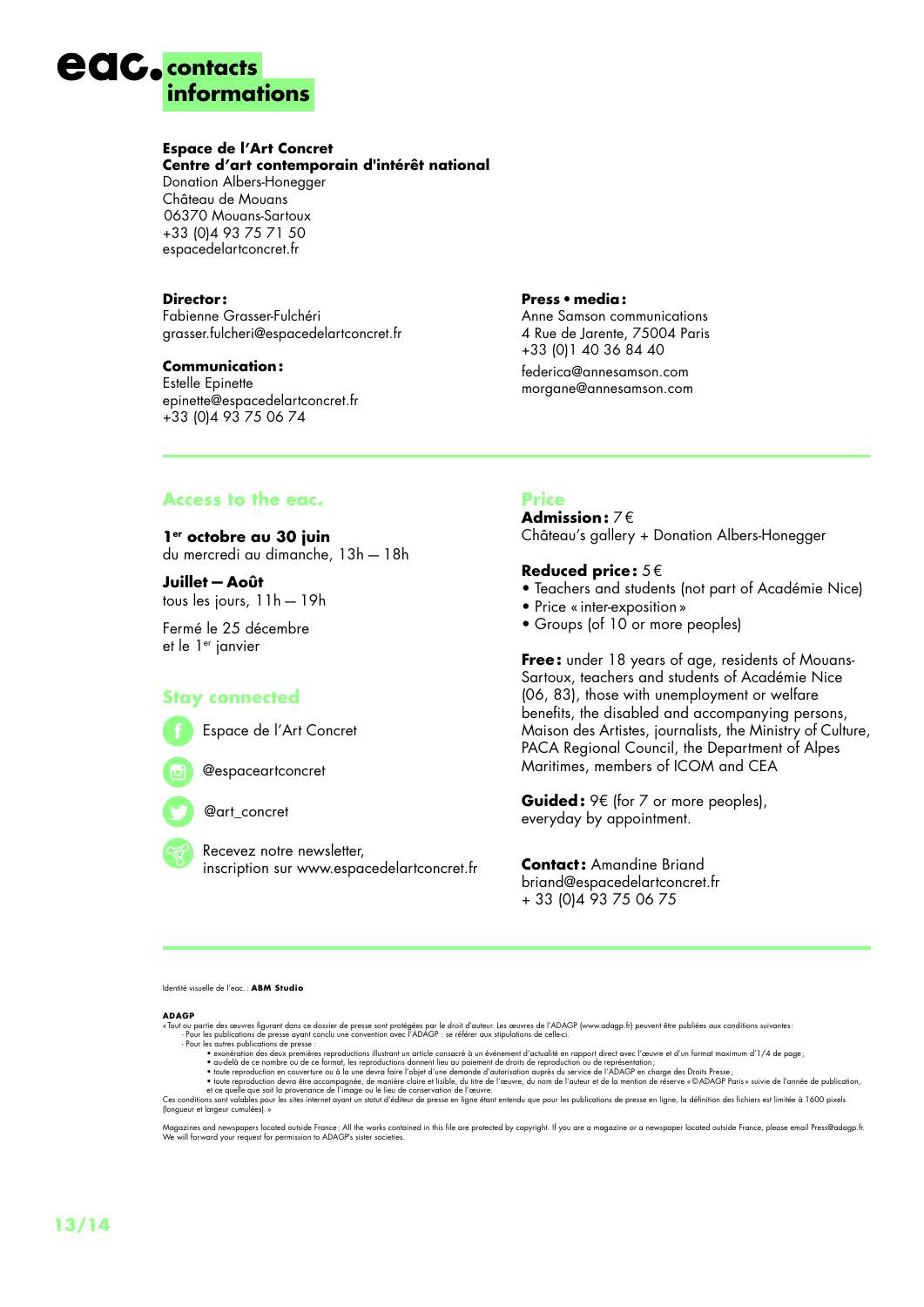# eac. contacts informations

**Espace de l'Art Concret**
**Centre d'art contemporain d'intérêt national**
Donation Albers-Honegger
Château de Mouans
06370 Mouans-Sartoux
+33 (0)4 93 75 71 50
espacedelartconcret.fr

**Director :**
Fabienne Grasser-Fulchéri
grasser.fulcheri@espacedelartconcret.fr

**Communication :**
Estelle Epinette
epinette@espacedelartconcret.fr
+33 (0)4 93 75 06 74

**Press • media :**
Anne Samson communications
4 Rue de Jarente, 75004 Paris
+33 (0)1 40 36 84 40
federica@annesamson.com
morgane@annesamson.com

## Access to the eac.

**1er octobre au 30 juin**
du mercredi au dimanche, 13h — 18h

**Juillet — Août**
tous les jours, 11h — 19h

Fermé le 25 décembre
et le 1er janvier

## Stay connected

Espace de l'Art Concret

@espaceartconcret

@art_concret

Recevez notre newsletter,
inscription sur www.espacedelartconcret.fr

## Price

**Admission :** 7 €
Château's gallery + Donation Albers-Honegger

**Reduced price :** 5 €
- Teachers and students (not part of Académie Nice)
- Price « inter-exposition »
- Groups (of 10 or more peoples)

**Free :** under 18 years of age, residents of Mouans-Sartoux, teachers and students of Académie Nice (06, 83), those with unemployment or welfare benefits, the disabled and accompanying persons, Maison des Artistes, journalists, the Ministry of Culture, PACA Regional Council, the Department of Alpes Maritimes, members of ICOM and CEA

**Guided :** 9€ (for 7 or more peoples), everyday by appointment.

**Contact :** Amandine Briand
briand@espacedelartconcret.fr
+ 33 (0)4 93 75 06 75

Identité visuelle de l'eac. : **ABM Studio**

**ADAGP**
« Tout ou partie des œuvres figurant dans ce dossier de presse sont protégées par le droit d'auteur. Les œuvres de l'ADAGP (www.adagp.fr) peuvent être publiées aux conditions suivantes :
- Pour les publications de presse ayant conclu une convention avec l'ADAGP : se référer aux stipulations de celle-ci.
- Pour les autres publications de presse :
  - exonération des deux premières reproductions illustrant un article consacré à un événement d'actualité en rapport direct avec l'œuvre et d'un format maximum d'1/4 de page ;
  - au-delà de ce nombre ou de ce format, les reproductions donnent lieu au paiement de droits de reproduction ou de représentation ;
  - toute reproduction en couverture ou à la une devra faire l'objet d'une demande d'autorisation auprès du service de l'ADAGP en charge des Droits Presse ;
  - toute reproduction devra être accompagnée, de manière claire et lisible, du titre de l'œuvre, du nom de l'auteur et de la mention de réserve « ©ADAGP Paris » suivie de l'année de publication, et ce quelle que soit la provenance de l'image ou le lieu de conservation de l'œuvre.

Ces conditions sont valables pour les sites internet ayant un statut d'éditeur de presse en ligne étant entendu que pour les publications de presse en ligne, la définition des fichiers est limitée à 1600 pixels (longueur et largeur cumulées). »

Magazines and newspapers located outside France : All the works contained in this file are protected by copyright. If you are a magazine or a newspaper located outside France, please email Press@adagp.fr. We will forward your request for permission to ADAGP's sister societies.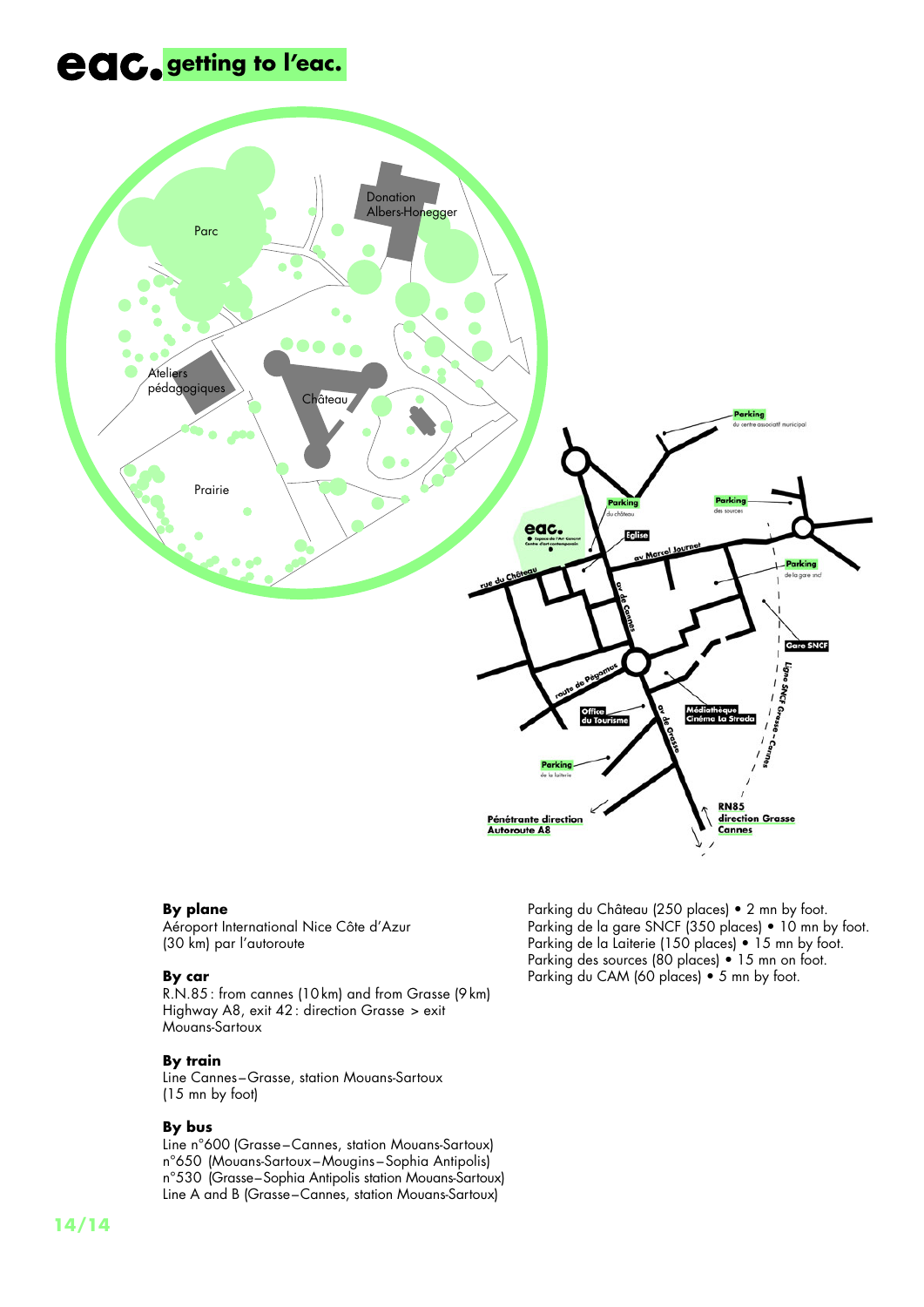# eac. getting to l'eac.

Donation Albers-Honegger

Parc

Ateliers pédagogiques

Château

Prairie

Parking du centre associatif municipal

Parking du château

Parking des sources

eac. Espace de l'Art Concret Centre d'art contemporain

Eglise

av Marcel Journet

rue du Château

av de Cannes

Parking de la gare sncf

Gare SNCF

route de Pégomas

Office du Tourisme

Médiathèque Cinéma la Strada

av de Grasse

Ligne SNCF Grasse – Cannes

Parking de la laiterie

Pénétrante direction Autoroute A8

RN85 direction Grasse Cannes

**By plane**
Aéroport International Nice Côte d'Azur
(30 km) par l'autoroute

**By car**
R.N.85 : from cannes (10 km) and from Grasse (9 km)
Highway A8, exit 42 : direction Grasse > exit
Mouans-Sartoux

**By train**
Line Cannes – Grasse, station Mouans-Sartoux
(15 mn by foot)

**By bus**
Line n°600 (Grasse – Cannes, station Mouans-Sartoux)
n°650 (Mouans-Sartoux – Mougins – Sophia Antipolis)
n°530 (Grasse – Sophia Antipolis station Mouans-Sartoux)
Line A and B (Grasse – Cannes, station Mouans-Sartoux)

Parking du Château (250 places) • 2 mn by foot.
Parking de la gare SNCF (350 places) • 10 mn by foot.
Parking de la Laiterie (150 places) • 15 mn by foot.
Parking des sources (80 places) • 15 mn on foot.
Parking du CAM (60 places) • 5 mn by foot.